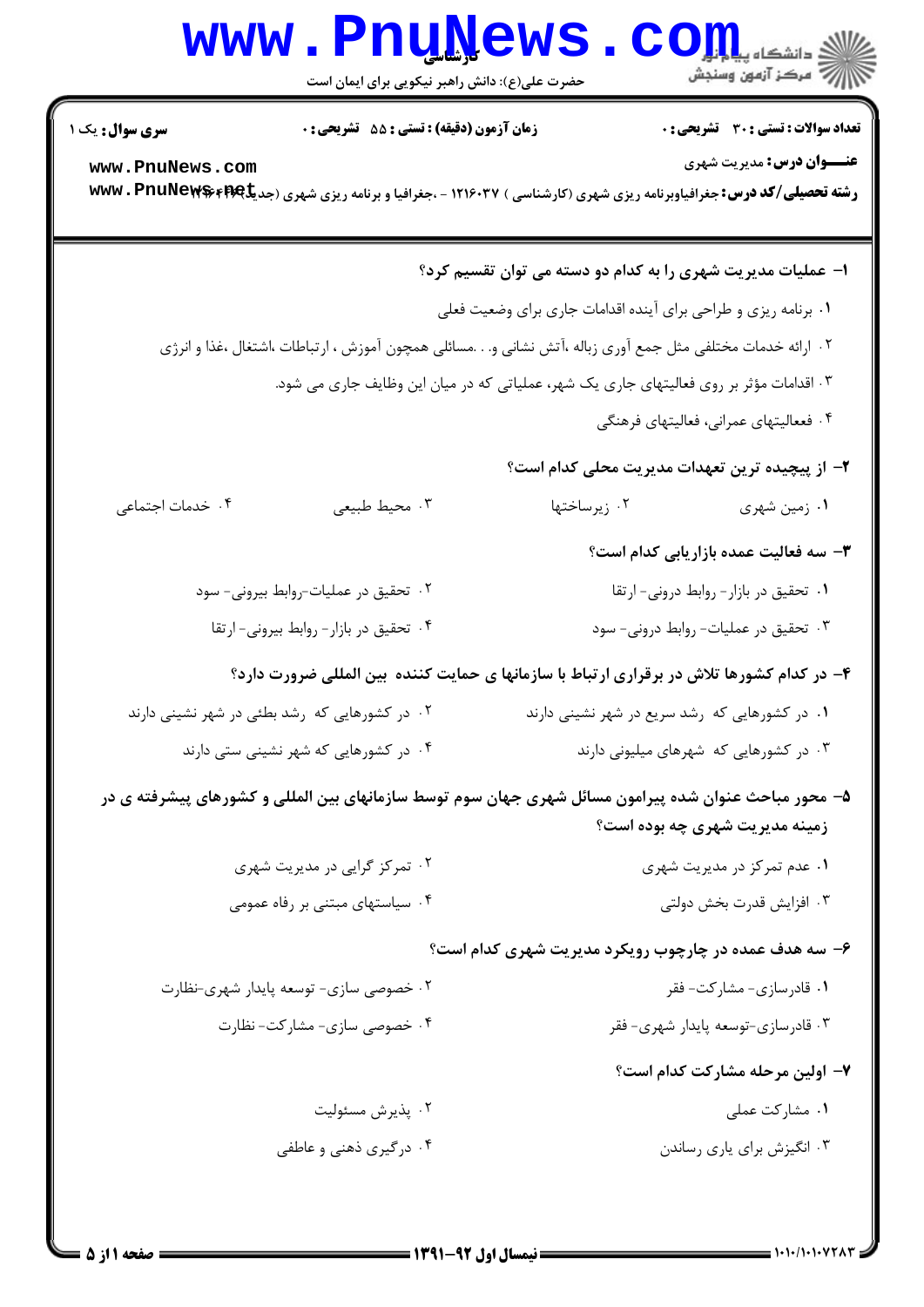**سری سوال:** یک ۱

**زمان آزمون (دقیقه) : تستی : ۵۵ تشریحی : ۰**

**تعداد سوالات : تستی : ۳۰ تشریحی : ۰**

**عنـــوان درس:** مدیریت شهری

**رشته تحصیلی/کد درس:** جغرافیاوبرنامه ریزی شهری (کارشناسی ) ۱۲۱۶۰۳۷ - ،جغرافیا و برنامه ریزی شهری (جدید)۱۲۱۶۴۴۴

**۱- عملیات مدیریت شهری را به کدام دو دسته می توان تقسیم کرد؟**

۱. برنامه ریزی و طراحی برای آینده اقدامات جاری برای وضعیت فعلی

۲. ارائه خدمات مختلفی مثل جمع آوری زباله ،آتش نشانی و. . .مسائلی همچون آموزش ، ارتباطات ،اشتغال ،غذا و انرژی

۳. اقدامات مؤثر بر روی فعالیتهای جاری یک شهر، عملیاتی که در میان این وظایف جاری می شود.

۴. فعالیتهای عمرانی، فعالیتهای فرهنگی

**۲- از پیچیده ترین تعهدات مدیریت محلی کدام است؟**

۱. زمین شهری
۲. زیرساختها
۳. محیط طبیعی
۴. خدمات اجتماعی

**۳- سه فعالیت عمده بازاریابی کدام است؟**

۱. تحقیق در بازار- روابط درونی- ارتقا
۲. تحقیق در عملیات-روابط بیرونی- سود
۳. تحقیق در عملیات- روابط درونی- سود
۴. تحقیق در بازار- روابط بیرونی- ارتقا

**۴- در کدام کشورها تلاش در برقراری ارتباط با سازمانها ی حمایت کننده بین المللی ضرورت دارد؟**

۱. در کشورهایی که رشد سریع در شهر نشینی دارند
۲. در کشورهایی که رشد بطئی در شهر نشینی دارند
۳. در کشورهایی که شهرهای میلیونی دارند
۴. در کشورهایی که شهر نشینی ستی دارند

**۵- محور مباحث عنوان شده پیرامون مسائل شهری جهان سوم توسط سازمانهای بین المللی و کشورهای پیشرفته ی در زمینه مدیریت شهری چه بوده است؟**

۱. عدم تمرکز در مدیریت شهری
۲. تمرکز گرایی در مدیریت شهری
۳. افزایش قدرت بخش دولتی
۴. سیاستهای مبتنی بر رفاه عمومی

**۶- سه هدف عمده در چارچوب رویکرد مدیریت شهری کدام است؟**

۱. قادرسازی- مشارکت- فقر
۲. خصوصی سازی- توسعه پایدار شهری-نظارت
۳. قادرسازی-توسعه پایدار شهری- فقر
۴. خصوصی سازی- مشارکت- نظارت

**۷- اولین مرحله مشارکت کدام است؟**

۱. مشارکت عملی
۲. پذیرش مسئولیت
۳. انگیزش برای یاری رساندن
۴. درگیری ذهنی و عاطفی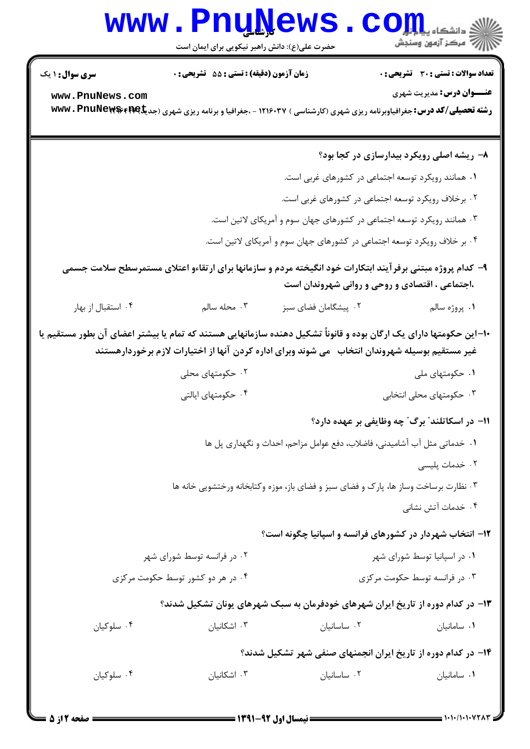۸- ریشه اصلی رویکرد بیدارسازی در کجا بود؟

۱. همانند رویکرد توسعه اجتماعی در کشورهای غربی است.

۲. برخلاف رویکرد توسعه اجتماعی در کشورهای غربی است.

۳. همانند رویکرد توسعه اجتماعی در کشورهای جهان سوم و آمریکای لاتین است.

۴. بر خلاف رویکرد توسعه اجتماعی در کشورهای جهان سوم و آمریکای لاتین است.

۹- کدام پروژه مبتنی برفرآیند ابتکارات خود انگیخته مردم و سازمانها برای ارتقاءو اعتلای مستمرسطح سلامت جسمی ،اجتماعی ، اقتصادی و روحی و روانی شهروندان است

۱. پروژه سالم

۲. پیشگامان فضای سبز

۳. محله سالم

۴. استقبال از بهار

۱۰-این حکومتها دارای یک ارگان بوده و قانوناً تشکیل دهنده سازمانهایی هستند که تمام یا بیشتر اعضای آن بطور مستقیم یا غیر مستقیم بوسیله شهروندان انتخاب می شوند وبرای اداره کردن آنها از اختیارات لازم برخوردارهستند

۱. حکومتهای ملی

۲. حکومتهای محلی

۳. حکومتهای محلی انتخابی

۴. حکومتهای ایالتی

۱۱- در اسکاتلند" برگ" چه وظایفی بر عهده دارد؟

۱. خدماتی مثل آب آشامیدنی، فاضلاب، دفع عوامل مزاحم، احداث و نگهداری پل ها

۲. خدمات پلیسی

۳. نظارت برساخت وساز ها، پارک و فضای سبز و فضای باز، موزه وکتابخانه ورختشویی خانه ها

۴. خدمات آتش نشانی

۱۲- انتخاب شهردار در کشورهای فرانسه و اسپانیا چگونه است؟

۱. در اسپانیا توسط شورای شهر

۲. در فرانسه توسط شورای شهر

۳. در فرانسه توسط حکومت مرکزی

۴. در هر دو کشور توسط حکومت مرکزی

۱۳- در کدام دوره از تاریخ ایران شهرهای خودفرمان به سبک شهرهای یونان تشکیل شدند؟

۱. سامانیان

۲. ساسانیان

۳. اشکانیان

۴. سلوکیان

۱۴- در کدام دوره از تاریخ ایران انجمنهای صنفی شهر تشکیل شدند؟

۱. سامانیان

۲. ساسانیان

۳. اشکانیان

۴. سلوکیان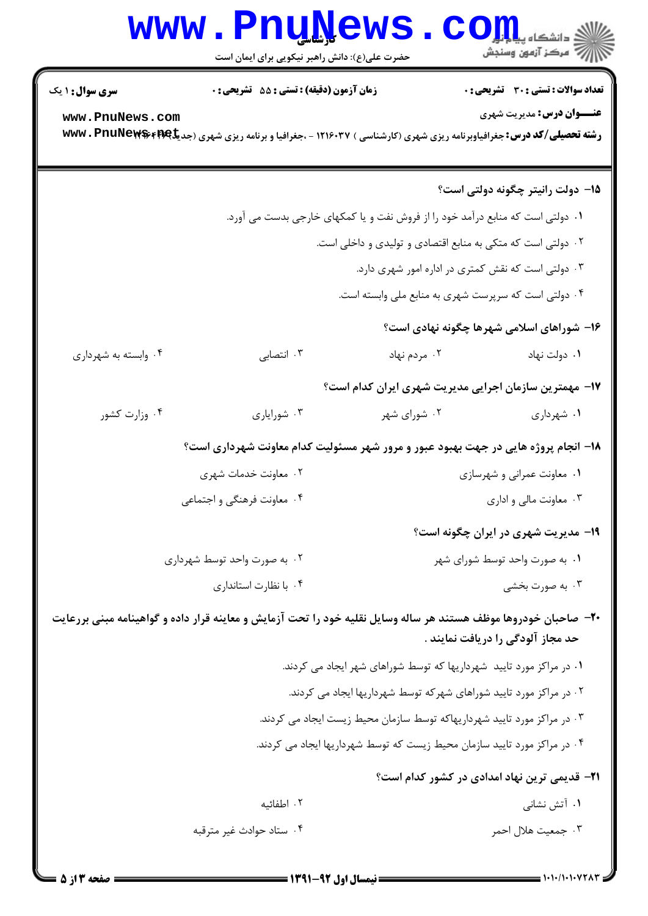۱۵- دولت رانیتر چگونه دولتی است؟

۱. دولتی است که منابع درآمد خود را از فروش نفت و یا کمکهای خارجی بدست می آورد.

۲. دولتی است که متکی به منابع اقتصادی و تولیدی و داخلی است.

۳. دولتی است که نقش کمتری در اداره امور شهری دارد.

۴. دولتی است که سرپرست شهری به منابع ملی وابسته است.

۱۶- شوراهای اسلامی شهرها چگونه نهادی است؟

۱. دولت نهاد
۲. مردم نهاد
۳. انتصابی
۴. وابسته به شهرداری

۱۷- مهمترین سازمان اجرایی مدیریت شهری ایران کدام است؟

۱. شهرداری
۲. شورای شهر
۳. شورایاری
۴. وزارت کشور

۱۸- انجام پروژه هایی در جهت بهبود عبور و مرور شهر مسئولیت کدام معاونت شهرداری است؟

۱. معاونت عمرانی و شهرسازی
۲. معاونت خدمات شهری
۳. معاونت مالی و اداری
۴. معاونت فرهنگی و اجتماعی

۱۹- مدیریت شهری در ایران چگونه است؟

۱. به صورت واحد توسط شورای شهر
۲. به صورت واحد توسط شهرداری
۳. به صورت بخشی
۴. با نظارت استانداری

۲۰- صاحبان خودروها موظف هستند هر ساله وسایل نقلیه خود را تحت آزمایش و معاینه قرار داده و گواهینامه مبنی بررعایت حد مجاز آلودگی را دریافت نمایند .

۱. در مراکز مورد تایید شهرداریها که توسط شوراهای شهر ایجاد می کردند.

۲. در مراکز مورد تایید شوراهای شهرکه توسط شهرداریها ایجاد می کردند.

۳. در مراکز مورد تایید شهرداریهاکه توسط سازمان محیط زیست ایجاد می کردند.

۴. در مراکز مورد تایید سازمان محیط زیست که توسط شهرداریها ایجاد می کردند.

۲۱- قدیمی ترین نهاد امدادی در کشور کدام است؟

۱. آتش نشانی
۲. اطفائیه
۳. جمعیت هلال احمر
۴. ستاد حوادث غیر مترقبه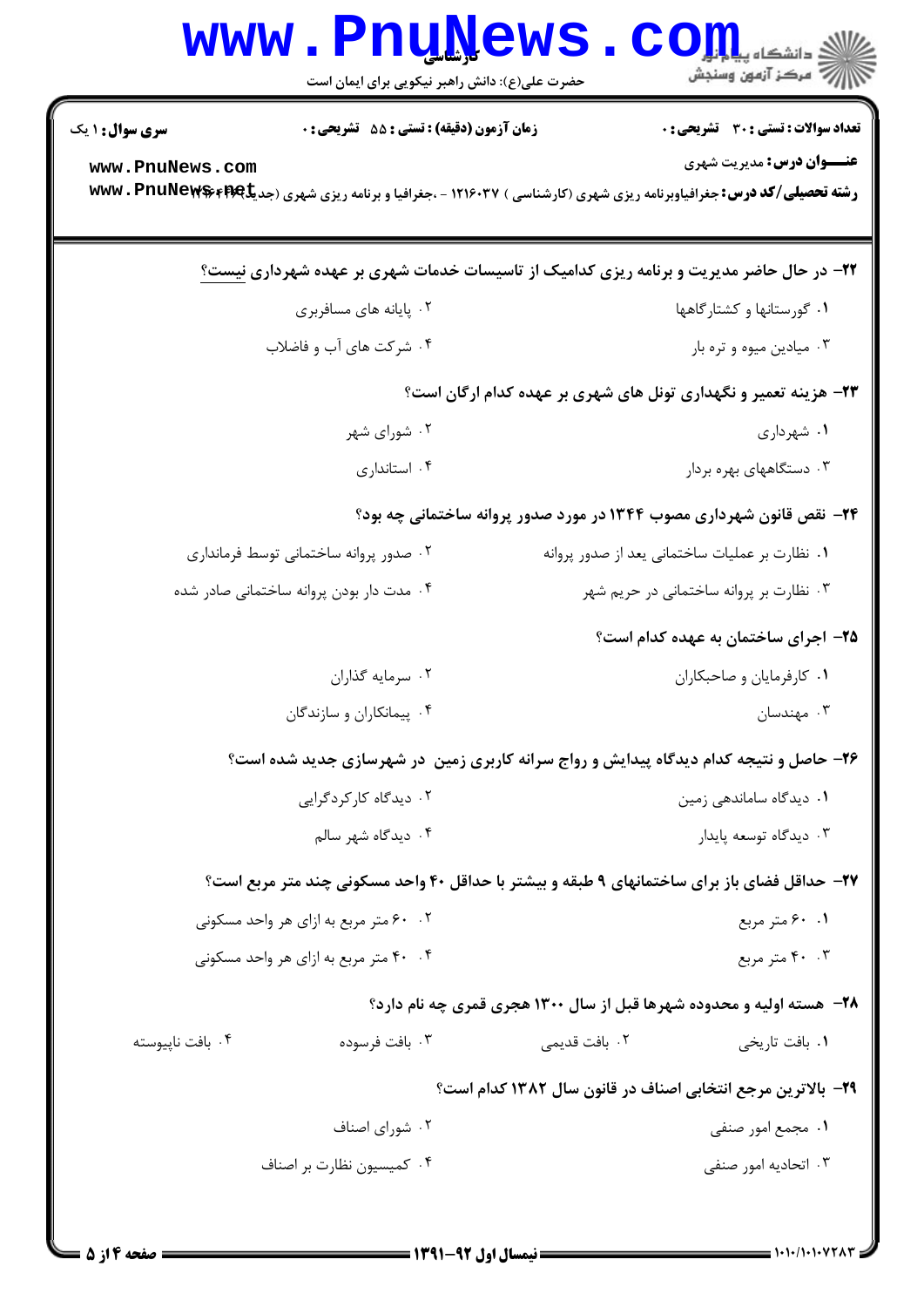**سری سوال:** ۱ یک

**زمان آزمون (دقیقه) : تستی : ۵۵ تشریحی : ۰**

**تعداد سوالات : تستی : ۳۰ تشریحی : ۰**

**عنـــوان درس:** مدیریت شهری

**رشته تحصیلی/کد درس:** جغرافیاوبرنامه ریزی شهری (کارشناسی ) ۱۲۱۶۰۳۷ - ،جغرافیا و برنامه ریزی شهری (جدید) ۱۲۱۶۴۲۴

۲۲- در حال حاضر مدیریت و برنامه ریزی کدامیک از تاسیسات خدمات شهری بر عهده شهرداری نیست؟

۱. گورستانها و کشتارگاهها

۲. پایانه های مسافربری

۳. میادین میوه و تره بار

۴. شرکت های آب و فاضلاب

۲۳- هزینه تعمیر و نگهداری تونل های شهری بر عهده کدام ارگان است؟

۱. شهرداری

۲. شورای شهر

۳. دستگاههای بهره بردار

۴. استانداری

۲۴- نقص قانون شهرداری مصوب ۱۳۴۴ در مورد صدور پروانه ساختمانی چه بود؟

۱. نظارت بر عملیات ساختمانی بعد از صدور پروانه

۲. صدور پروانه ساختمانی توسط فرمانداری

۳. نظارت بر پروانه ساختمانی در حریم شهر

۴. مدت دار بودن پروانه ساختمانی صادر شده

۲۵- اجرای ساختمان به عهده کدام است؟

۱. کارفرمایان و صاحبکاران

۲. سرمایه گذاران

۳. مهندسان

۴. پیمانکاران و سازندگان

۲۶- حاصل و نتیجه کدام دیدگاه پیدایش و رواج سرانه کاربری زمین در شهرسازی جدید شده است؟

۱. دیدگاه ساماندهی زمین

۲. دیدگاه کارکردگرایی

۳. دیدگاه توسعه پایدار

۴. دیدگاه شهر سالم

۲۷- حداقل فضای باز برای ساختمانهای ۹ طبقه و بیشتر با حداقل ۴۰ واحد مسکونی چند متر مربع است؟

۱. ۶۰ متر مربع

۲. ۶۰ متر مربع به ازای هر واحد مسکونی

۳. ۴۰ متر مربع

۴. ۴۰ متر مربع به ازای هر واحد مسکونی

۲۸- هسته اولیه و محدوده شهرها قبل از سال ۱۳۰۰ هجری قمری چه نام دارد؟

۱. بافت تاریخی

۲. بافت قدیمی

۳. بافت فرسوده

۴. بافت ناپیوسته

۲۹- بالاترین مرجع انتخابی اصناف در قانون سال ۱۳۸۲ کدام است؟

۱. مجمع امور صنفی

۲. شورای اصناف

۳. اتحادیه امور صنفی

۴. کمیسیون نظارت بر اصناف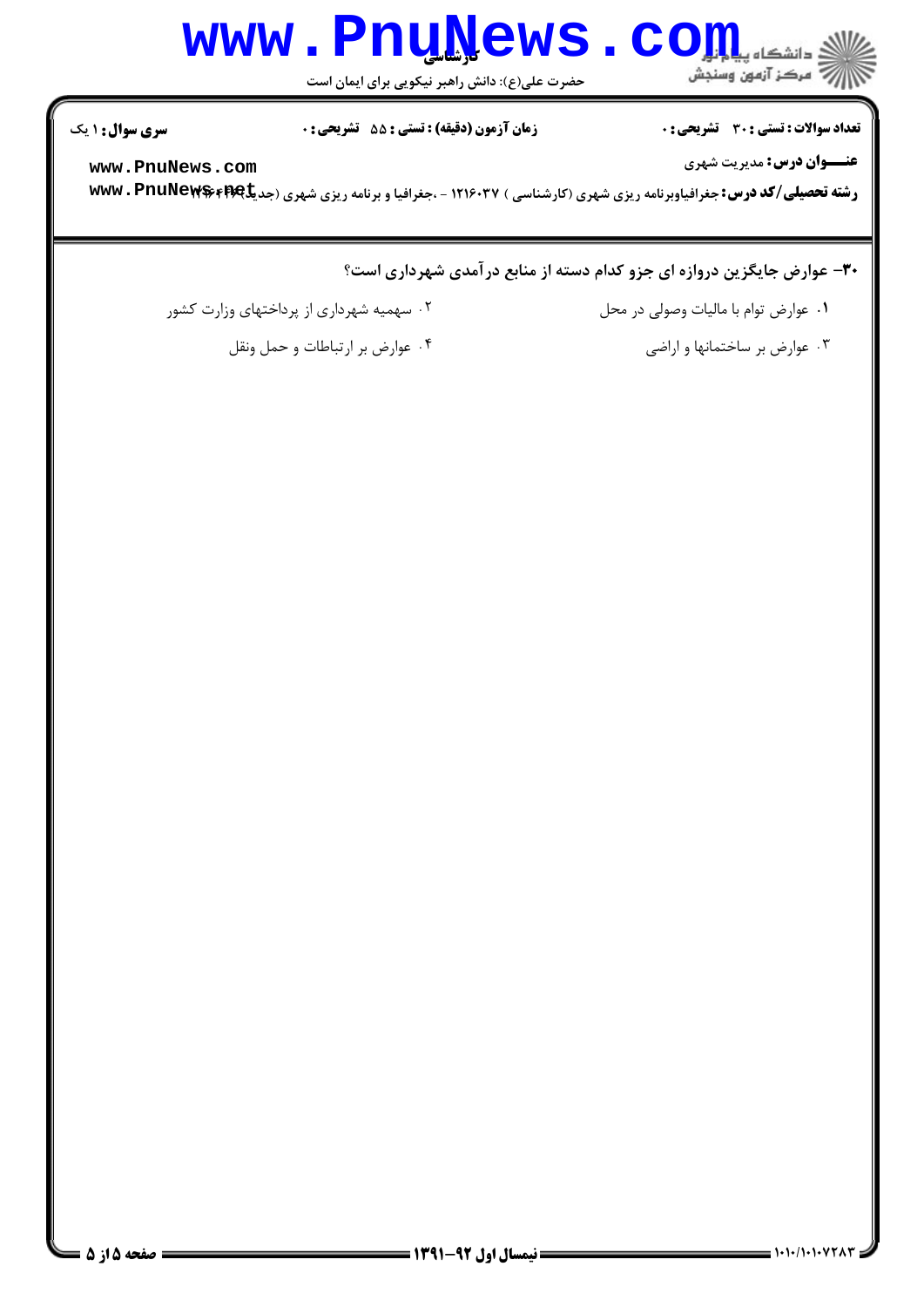**۳۰- عوارض جایگزین دروازه ای جزو کدام دسته از منابع درآمدی شهرداری است؟**

۱. عوارض توام با مالیات وصولی در محل

۲. سهمیه شهرداری از پرداختهای وزارت کشور

۳. عوارض بر ساختمانها و اراضی

۴. عوارض بر ارتباطات و حمل ونقل